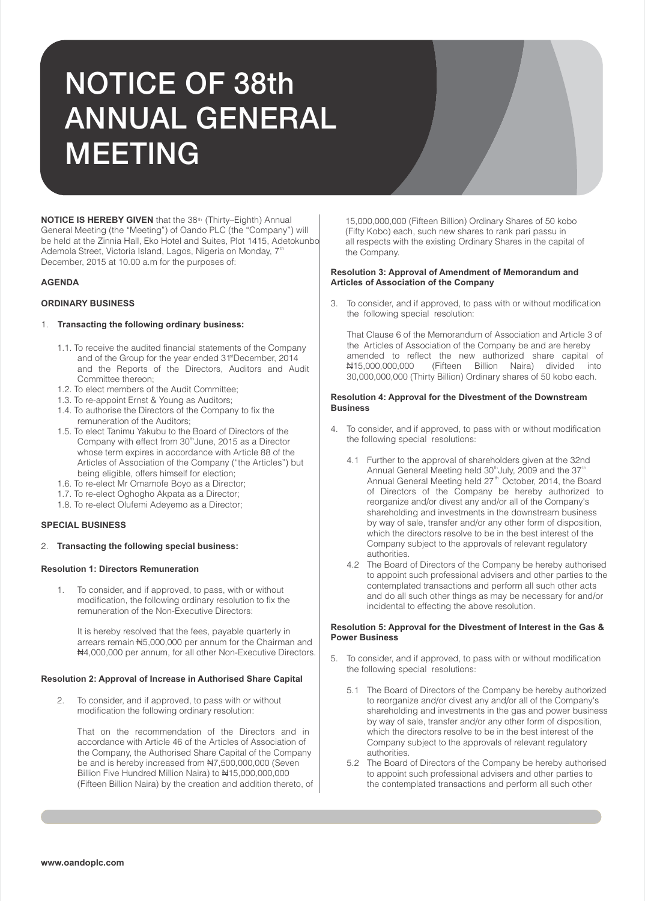# NOTICE OF 38th ANNUAL GENERAL MEETING

**NOTICE IS HEREBY GIVEN** that the 38th (Thirty–Eighth) Annual General Meeting (the "Meeting") of Oando PLC (the "Company") will be held at the Zinnia Hall, Eko Hotel and Suites, Plot 1415, Adetokunbo Ademola Street, Victoria Island, Lagos, Nigeria on Monday, 7th December, 2015 at 10.00 a.m for the purposes of:

**AGENDA**

**ORDINARY BUSINESS**

1. **Transacting the following ordinary business:**

   1.1. To receive the audited financial statements of the Company and of the Group for the year ended 31st December, 2014 and the Reports of the Directors, Auditors and Audit Committee thereon;
   1.2. To elect members of the Audit Committee;
   1.3. To re-appoint Ernst & Young as Auditors;
   1.4. To authorise the Directors of the Company to fix the remuneration of the Auditors;
   1.5. To elect Tanimu Yakubu to the Board of Directors of the Company with effect from 30th June, 2015 as a Director whose term expires in accordance with Article 88 of the Articles of Association of the Company ("the Articles") but being eligible, offers himself for election;
   1.6. To re-elect Mr Omamofe Boyo as a Director;
   1.7. To re-elect Oghogho Akpata as a Director;
   1.8. To re-elect Olufemi Adeyemo as a Director;

**SPECIAL BUSINESS**

2. **Transacting the following special business:**

**Resolution 1: Directors Remuneration**

1. To consider, and if approved, to pass, with or without modification, the following ordinary resolution to fix the remuneration of the Non-Executive Directors:

   It is hereby resolved that the fees, payable quarterly in arrears remain ₦5,000,000 per annum for the Chairman and ₦4,000,000 per annum, for all other Non-Executive Directors.

**Resolution 2: Approval of Increase in Authorised Share Capital**

2. To consider, and if approved, to pass with or without modification the following ordinary resolution:

   That on the recommendation of the Directors and in accordance with Article 46 of the Articles of Association of the Company, the Authorised Share Capital of the Company be and is hereby increased from ₦7,500,000,000 (Seven Billion Five Hundred Million Naira) to ₦15,000,000,000 (Fifteen Billion Naira) by the creation and addition thereto, of 15,000,000,000 (Fifteen Billion) Ordinary Shares of 50 kobo (Fifty Kobo) each, such new shares to rank pari passu in all respects with the existing Ordinary Shares in the capital of the Company.

**Resolution 3: Approval of Amendment of Memorandum and Articles of Association of the Company**

3. To consider, and if approved, to pass with or without modification the following special resolution:

   That Clause 6 of the Memorandum of Association and Article 3 of the Articles of Association of the Company be and are hereby amended to reflect the new authorized share capital of ₦15,000,000,000 (Fifteen Billion Naira) divided into 30,000,000,000 (Thirty Billion) Ordinary shares of 50 kobo each.

**Resolution 4: Approval for the Divestment of the Downstream Business**

4. To consider, and if approved, to pass with or without modification the following special resolutions:

   4.1 Further to the approval of shareholders given at the 32nd Annual General Meeting held 30th July, 2009 and the 37th Annual General Meeting held 27th October, 2014, the Board of Directors of the Company be hereby authorized to reorganize and/or divest any and/or all of the Company's shareholding and investments in the downstream business by way of sale, transfer and/or any other form of disposition, which the directors resolve to be in the best interest of the Company subject to the approvals of relevant regulatory authorities.
   4.2 The Board of Directors of the Company be hereby authorised to appoint such professional advisers and other parties to the contemplated transactions and perform all such other acts and do all such other things as may be necessary for and/or incidental to effecting the above resolution.

**Resolution 5: Approval for the Divestment of Interest in the Gas & Power Business**

5. To consider, and if approved, to pass with or without modification the following special resolutions:

   5.1 The Board of Directors of the Company be hereby authorized to reorganize and/or divest any and/or all of the Company's shareholding and investments in the gas and power business by way of sale, transfer and/or any other form of disposition, which the directors resolve to be in the best interest of the Company subject to the approvals of relevant regulatory authorities.
   5.2 The Board of Directors of the Company be hereby authorised to appoint such professional advisers and other parties to the contemplated transactions and perform all such other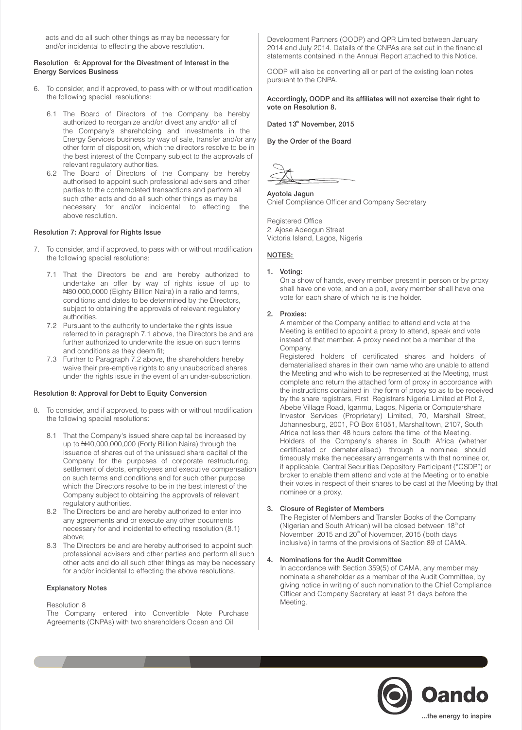acts and do all such other things as may be necessary for and/or incidental to effecting the above resolution.

**Resolution 6: Approval for the Divestment of Interest in the Energy Services Business**

6. To consider, and if approved, to pass with or without modification the following special resolutions:

 6.1 The Board of Directors of the Company be hereby authorized to reorganize and/or divest any and/or all of the Company's shareholding and investments in the Energy Services business by way of sale, transfer and/or any other form of disposition, which the directors resolve to be in the best interest of the Company subject to the approvals of relevant regulatory authorities.

 6.2 The Board of Directors of the Company be hereby authorised to appoint such professional advisers and other parties to the contemplated transactions and perform all such other acts and do all such other things as may be necessary for and/or incidental to effecting the above resolution.

**Resolution 7: Approval for Rights Issue**

7. To consider, and if approved, to pass with or without modification the following special resolutions:

 7.1 That the Directors be and are hereby authorized to undertake an offer by way of rights issue of up to ₦80,000,0000 (Eighty Billion Naira) in a ratio and terms, conditions and dates to be determined by the Directors, subject to obtaining the approvals of relevant regulatory authorities.

 7.2 Pursuant to the authority to undertake the rights issue referred to in paragraph 7.1 above, the Directors be and are further authorized to underwrite the issue on such terms and conditions as they deem fit;

 7.3 Further to Paragraph 7.2 above, the shareholders hereby waive their pre-emptive rights to any unsubscribed shares under the rights issue in the event of an under-subscription.

**Resolution 8: Approval for Debt to Equity Conversion**

8. To consider, and if approved, to pass with or without modification the following special resolutions:

 8.1 That the Company's issued share capital be increased by up to ₦40,000,000,000 (Forty Billion Naira) through the issuance of shares out of the unissued share capital of the Company for the purposes of corporate restructuring, settlement of debts, employees and executive compensation on such terms and conditions and for such other purpose which the Directors resolve to be in the best interest of the Company subject to obtaining the approvals of relevant regulatory authorities.

 8.2 The Directors be and are hereby authorized to enter into any agreements and or execute any other documents necessary for and incidental to effecting resolution (8.1) above;

 8.3 The Directors be and are hereby authorised to appoint such professional advisers and other parties and perform all such other acts and do all such other things as may be necessary for and/or incidental to effecting the above resolutions.

**Explanatory Notes**

Resolution 8

The Company entered into Convertible Note Purchase Agreements (CNPAs) with two shareholders Ocean and Oil Development Partners (OODP) and QPR Limited between January 2014 and July 2014. Details of the CNPAs are set out in the financial statements contained in the Annual Report attached to this Notice.

OODP will also be converting all or part of the existing loan notes pursuant to the CNPA.

**Accordingly, OODP and its affiliates will not exercise their right to vote on Resolution 8.**

**Dated 13th November, 2015**

**By the Order of the Board**

**Ayotola Jagun**
Chief Compliance Officer and Company Secretary

Registered Office
2, Ajose Adeogun Street
Victoria Island, Lagos, Nigeria

**NOTES:**

1. **Voting:**
 On a show of hands, every member present in person or by proxy shall have one vote, and on a poll, every member shall have one vote for each share of which he is the holder.

2. **Proxies:**
 A member of the Company entitled to attend and vote at the Meeting is entitled to appoint a proxy to attend, speak and vote instead of that member. A proxy need not be a member of the Company.
 Registered holders of certificated shares and holders of dematerialised shares in their own name who are unable to attend the Meeting and who wish to be represented at the Meeting, must complete and return the attached form of proxy in accordance with the instructions contained in the form of proxy so as to be received by the share registrars, First Registrars Nigeria Limited at Plot 2, Abebe Village Road, Iganmu, Lagos, Nigeria or Computershare Investor Services (Proprietary) Limited, 70, Marshall Street, Johannesburg, 2001, PO Box 61051, Marshalltown, 2107, South Africa not less than 48 hours before the time of the Meeting.
 Holders of the Company's shares in South Africa (whether certificated or dematerialised) through a nominee should timeously make the necessary arrangements with that nominee or, if applicable, Central Securities Depository Participant ("CSDP") or broker to enable them attend and vote at the Meeting or to enable their votes in respect of their shares to be cast at the Meeting by that nominee or a proxy.

3. **Closure of Register of Members**
 The Register of Members and Transfer Books of the Company (Nigerian and South African) will be closed between 18th of November 2015 and 20th of November, 2015 (both days inclusive) in terms of the provisions of Section 89 of CAMA.

4. **Nominations for the Audit Committee**
 In accordance with Section 359(5) of CAMA, any member may nominate a shareholder as a member of the Audit Committee, by giving notice in writing of such nomination to the Chief Compliance Officer and Company Secretary at least 21 days before the Meeting.